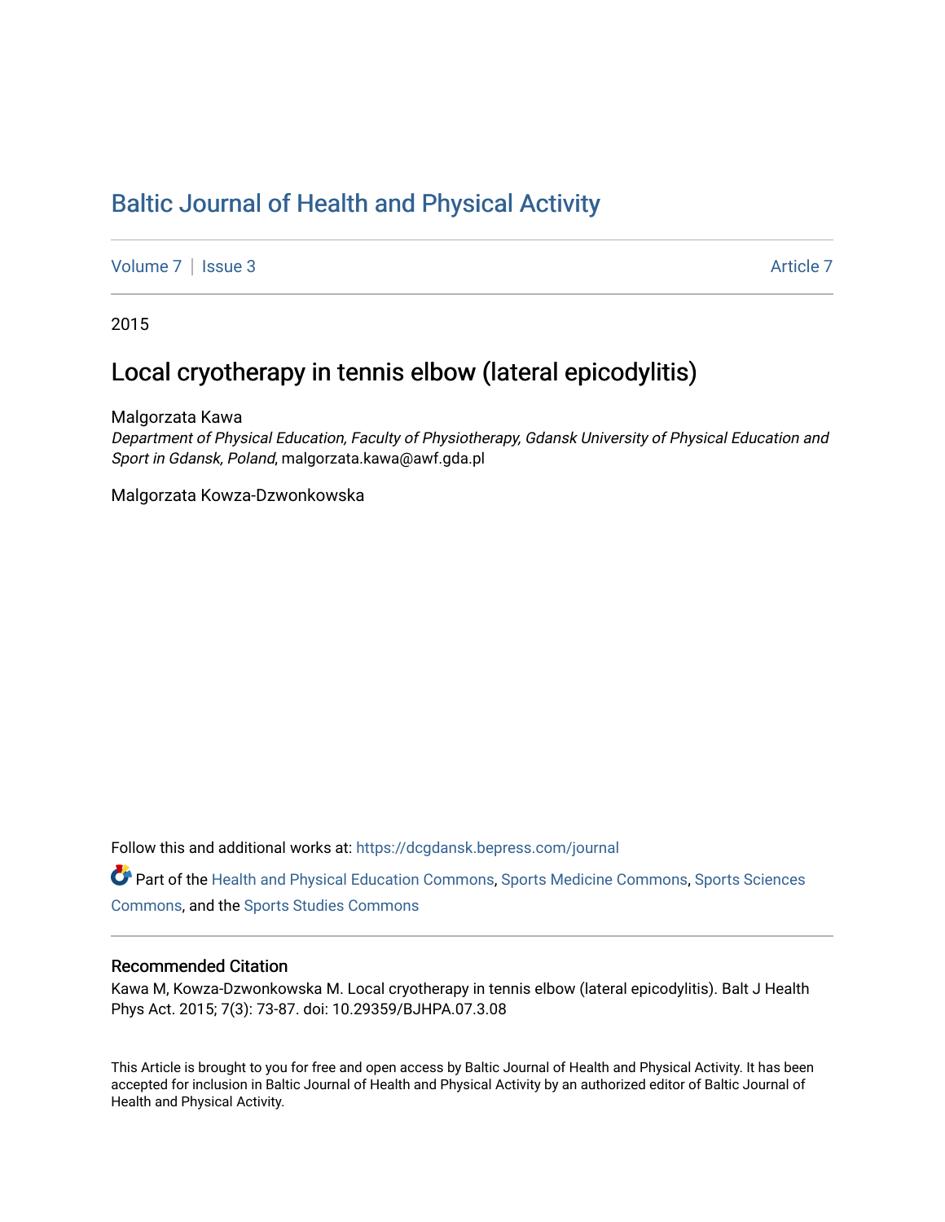# Baltic Journal of Health and Physical Activity

Volume 7 | Issue 3 Article 7

2015

## Local cryotherapy in tennis elbow (lateral epicodylitis)

Malgorzata Kawa
*Department of Physical Education, Faculty of Physiotherapy, Gdansk University of Physical Education and Sport in Gdansk, Poland*, malgorzata.kawa@awf.gda.pl

Malgorzata Kowza-Dzwonkowska

Follow this and additional works at: https://dcgdansk.bepress.com/journal

Part of the Health and Physical Education Commons, Sports Medicine Commons, Sports Sciences Commons, and the Sports Studies Commons

### Recommended Citation

Kawa M, Kowza-Dzwonkowska M. Local cryotherapy in tennis elbow (lateral epicodylitis). Balt J Health Phys Act. 2015; 7(3): 73-87. doi: 10.29359/BJHPA.07.3.08

This Article is brought to you for free and open access by Baltic Journal of Health and Physical Activity. It has been accepted for inclusion in Baltic Journal of Health and Physical Activity by an authorized editor of Baltic Journal of Health and Physical Activity.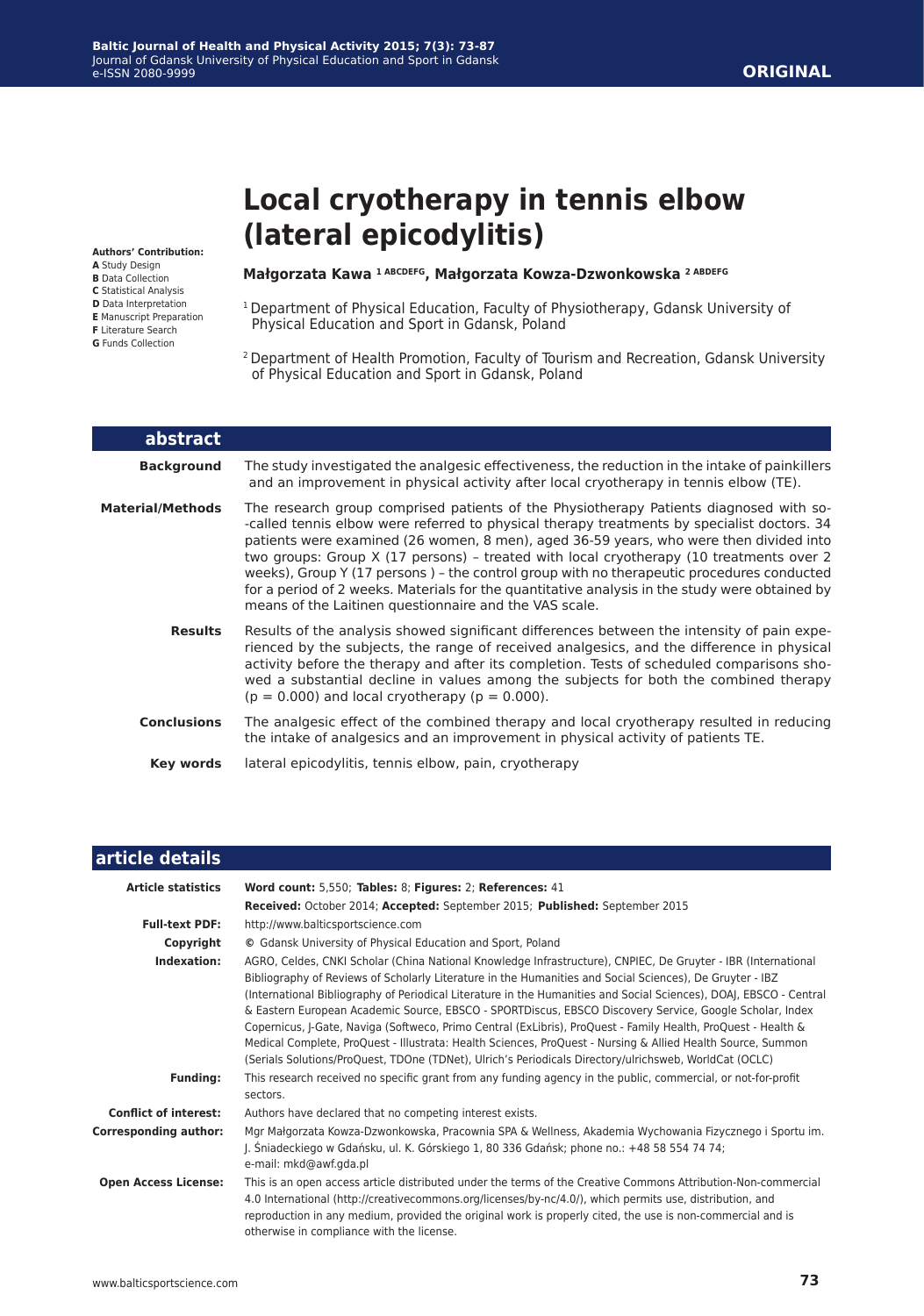**ORIGINAL**

# Local cryotherapy in tennis elbow (lateral epicodylitis)

**Authors' Contribution:**
**A** Study Design
**B** Data Collection
**C** Statistical Analysis
**D** Data Interpretation
**E** Manuscript Preparation
**F** Literature Search
**G** Funds Collection

**Małgorzata Kawa [1 ABCDEFG], Małgorzata Kowza-Dzwonkowska [2 ABDEFG]**

[1] Department of Physical Education, Faculty of Physiotherapy, Gdansk University of Physical Education and Sport in Gdansk, Poland

[2] Department of Health Promotion, Faculty of Tourism and Recreation, Gdansk University of Physical Education and Sport in Gdansk, Poland

## abstract

**Background** The study investigated the analgesic effectiveness, the reduction in the intake of painkillers and an improvement in physical activity after local cryotherapy in tennis elbow (TE).

**Material/Methods** The research group comprised patients of the Physiotherapy Patients diagnosed with so-called tennis elbow were referred to physical therapy treatments by specialist doctors. 34 patients were examined (26 women, 8 men), aged 36-59 years, who were then divided into two groups: Group X (17 persons) – treated with local cryotherapy (10 treatments over 2 weeks), Group Y (17 persons ) – the control group with no therapeutic procedures conducted for a period of 2 weeks. Materials for the quantitative analysis in the study were obtained by means of the Laitinen questionnaire and the VAS scale.

**Results** Results of the analysis showed significant differences between the intensity of pain experienced by the subjects, the range of received analgesics, and the difference in physical activity before the therapy and after its completion. Tests of scheduled comparisons showed a substantial decline in values among the subjects for both the combined therapy ($p = 0.000$) and local cryotherapy ($p = 0.000$).

**Conclusions** The analgesic effect of the combined therapy and local cryotherapy resulted in reducing the intake of analgesics and an improvement in physical activity of patients TE.

**Key words** lateral epicodylitis, tennis elbow, pain, cryotherapy

## article details

**Article statistics** **Word count:** 5,550; **Tables:** 8; **Figures:** 2; **References:** 41
**Received:** October 2014; **Accepted:** September 2015; **Published:** September 2015

**Full-text PDF:** http://www.balticsportscience.com

**Copyright** © Gdansk University of Physical Education and Sport, Poland

**Indexation:** AGRO, Celdes, CNKI Scholar (China National Knowledge Infrastructure), CNPIEC, De Gruyter - IBR (International Bibliography of Reviews of Scholarly Literature in the Humanities and Social Sciences), De Gruyter - IBZ (International Bibliography of Periodical Literature in the Humanities and Social Sciences), DOAJ, EBSCO - Central & Eastern European Academic Source, EBSCO - SPORTDiscus, EBSCO Discovery Service, Google Scholar, Index Copernicus, J-Gate, Naviga (Softweco, Primo Central (ExLibris), ProQuest - Family Health, ProQuest - Health & Medical Complete, ProQuest - Illustrata: Health Sciences, ProQuest - Nursing & Allied Health Source, Summon (Serials Solutions/ProQuest, TDOne (TDNet), Ulrich's Periodicals Directory/ulrichsweb, WorldCat (OCLC)

**Funding:** This research received no specific grant from any funding agency in the public, commercial, or not-for-profit sectors.

**Conflict of interest:** Authors have declared that no competing interest exists.

**Corresponding author:** Mgr Małgorzata Kowza-Dzwonkowska, Pracownia SPA & Wellness, Akademia Wychowania Fizycznego i Sportu im. J. Śniadeckiego w Gdańsku, ul. K. Górskiego 1, 80 336 Gdańsk; phone no.: +48 58 554 74 74; e-mail: mkd@awf.gda.pl

**Open Access License:** This is an open access article distributed under the terms of the Creative Commons Attribution-Non-commercial 4.0 International (http://creativecommons.org/licenses/by-nc/4.0/), which permits use, distribution, and reproduction in any medium, provided the original work is properly cited, the use is non-commercial and is otherwise in compliance with the license.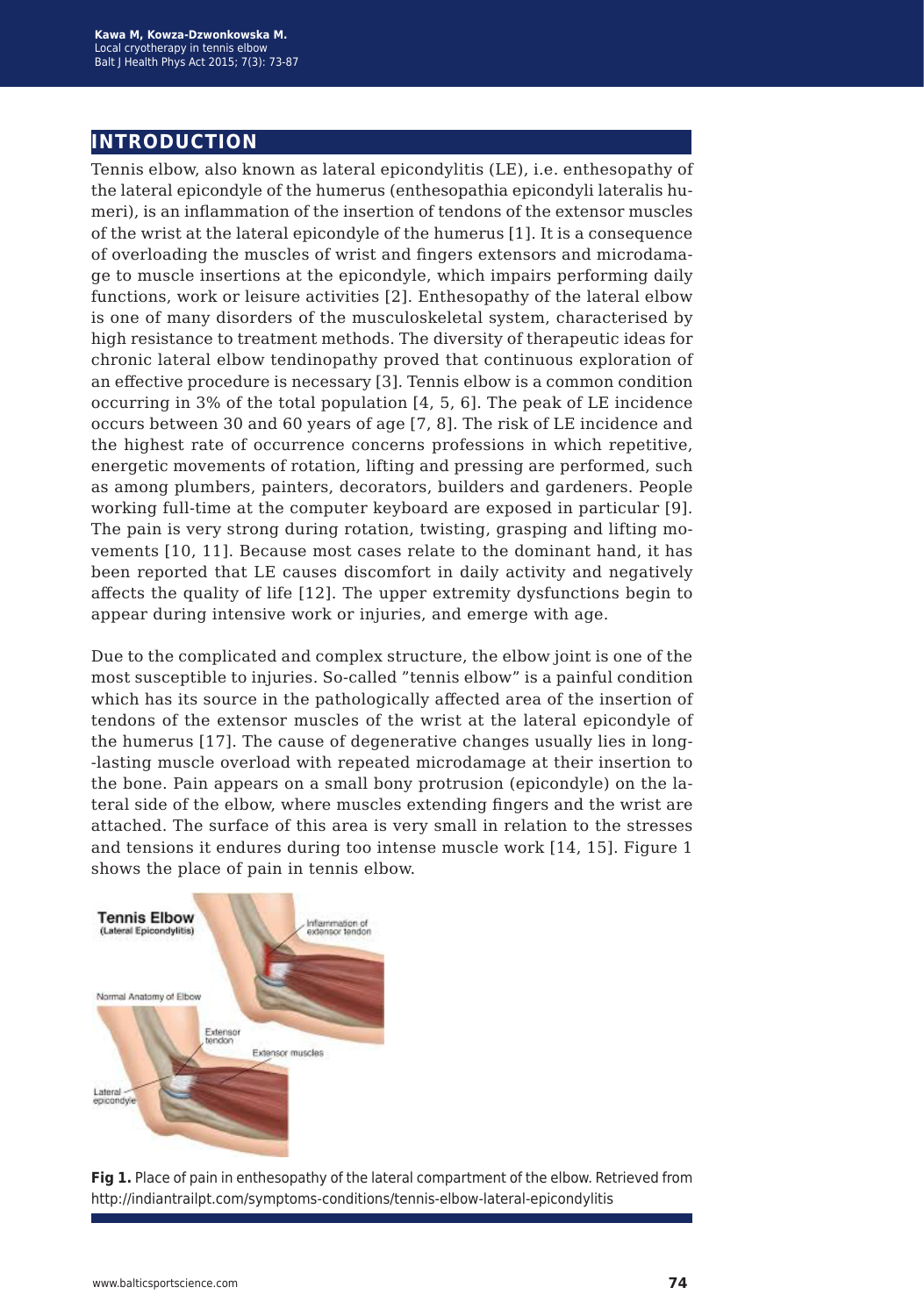## INTRODUCTION

Tennis elbow, also known as lateral epicondylitis (LE), i.e. enthesopathy of the lateral epicondyle of the humerus (enthesopathia epicondyli lateralis humeri), is an inflammation of the insertion of tendons of the extensor muscles of the wrist at the lateral epicondyle of the humerus [1]. It is a consequence of overloading the muscles of wrist and fingers extensors and microdamage to muscle insertions at the epicondyle, which impairs performing daily functions, work or leisure activities [2]. Enthesopathy of the lateral elbow is one of many disorders of the musculoskeletal system, characterised by high resistance to treatment methods. The diversity of therapeutic ideas for chronic lateral elbow tendinopathy proved that continuous exploration of an effective procedure is necessary [3]. Tennis elbow is a common condition occurring in 3% of the total population [4, 5, 6]. The peak of LE incidence occurs between 30 and 60 years of age [7, 8]. The risk of LE incidence and the highest rate of occurrence concerns professions in which repetitive, energetic movements of rotation, lifting and pressing are performed, such as among plumbers, painters, decorators, builders and gardeners. People working full-time at the computer keyboard are exposed in particular [9]. The pain is very strong during rotation, twisting, grasping and lifting movements [10, 11]. Because most cases relate to the dominant hand, it has been reported that LE causes discomfort in daily activity and negatively affects the quality of life [12]. The upper extremity dysfunctions begin to appear during intensive work or injuries, and emerge with age.

Due to the complicated and complex structure, the elbow joint is one of the most susceptible to injuries. So-called "tennis elbow" is a painful condition which has its source in the pathologically affected area of the insertion of tendons of the extensor muscles of the wrist at the lateral epicondyle of the humerus [17]. The cause of degenerative changes usually lies in long-lasting muscle overload with repeated microdamage at their insertion to the bone. Pain appears on a small bony protrusion (epicondyle) on the lateral side of the elbow, where muscles extending fingers and the wrist are attached. The surface of this area is very small in relation to the stresses and tensions it endures during too intense muscle work [14, 15]. Figure 1 shows the place of pain in tennis elbow.

**Fig 1.** Place of pain in enthesopathy of the lateral compartment of the elbow. Retrieved from http://indiantrailpt.com/symptoms-conditions/tennis-elbow-lateral-epicondylitis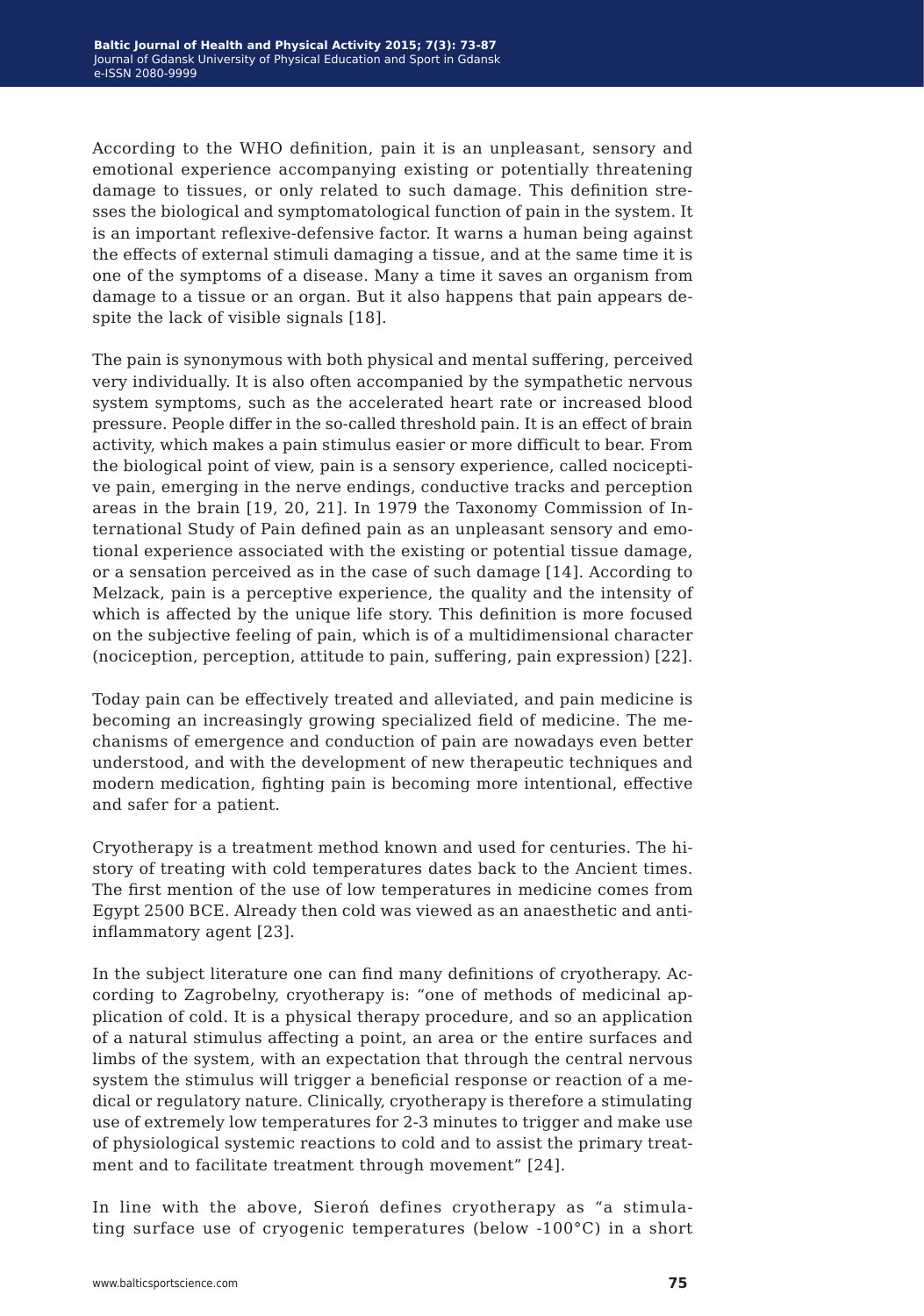According to the WHO definition, pain it is an unpleasant, sensory and emotional experience accompanying existing or potentially threatening damage to tissues, or only related to such damage. This definition stresses the biological and symptomatological function of pain in the system. It is an important reflexive-defensive factor. It warns a human being against the effects of external stimuli damaging a tissue, and at the same time it is one of the symptoms of a disease. Many a time it saves an organism from damage to a tissue or an organ. But it also happens that pain appears despite the lack of visible signals [18].

The pain is synonymous with both physical and mental suffering, perceived very individually. It is also often accompanied by the sympathetic nervous system symptoms, such as the accelerated heart rate or increased blood pressure. People differ in the so-called threshold pain. It is an effect of brain activity, which makes a pain stimulus easier or more difficult to bear. From the biological point of view, pain is a sensory experience, called nociceptive pain, emerging in the nerve endings, conductive tracks and perception areas in the brain [19, 20, 21]. In 1979 the Taxonomy Commission of International Study of Pain defined pain as an unpleasant sensory and emotional experience associated with the existing or potential tissue damage, or a sensation perceived as in the case of such damage [14]. According to Melzack, pain is a perceptive experience, the quality and the intensity of which is affected by the unique life story. This definition is more focused on the subjective feeling of pain, which is of a multidimensional character (nociception, perception, attitude to pain, suffering, pain expression) [22].

Today pain can be effectively treated and alleviated, and pain medicine is becoming an increasingly growing specialized field of medicine. The mechanisms of emergence and conduction of pain are nowadays even better understood, and with the development of new therapeutic techniques and modern medication, fighting pain is becoming more intentional, effective and safer for a patient.

Cryotherapy is a treatment method known and used for centuries. The history of treating with cold temperatures dates back to the Ancient times. The first mention of the use of low temperatures in medicine comes from Egypt 2500 BCE. Already then cold was viewed as an anaesthetic and anti-inflammatory agent [23].

In the subject literature one can find many definitions of cryotherapy. According to Zagrobelny, cryotherapy is: "one of methods of medicinal application of cold. It is a physical therapy procedure, and so an application of a natural stimulus affecting a point, an area or the entire surfaces and limbs of the system, with an expectation that through the central nervous system the stimulus will trigger a beneficial response or reaction of a medical or regulatory nature. Clinically, cryotherapy is therefore a stimulating use of extremely low temperatures for 2-3 minutes to trigger and make use of physiological systemic reactions to cold and to assist the primary treatment and to facilitate treatment through movement" [24].

In line with the above, Sieroń defines cryotherapy as "a stimulating surface use of cryogenic temperatures (below -100°C) in a short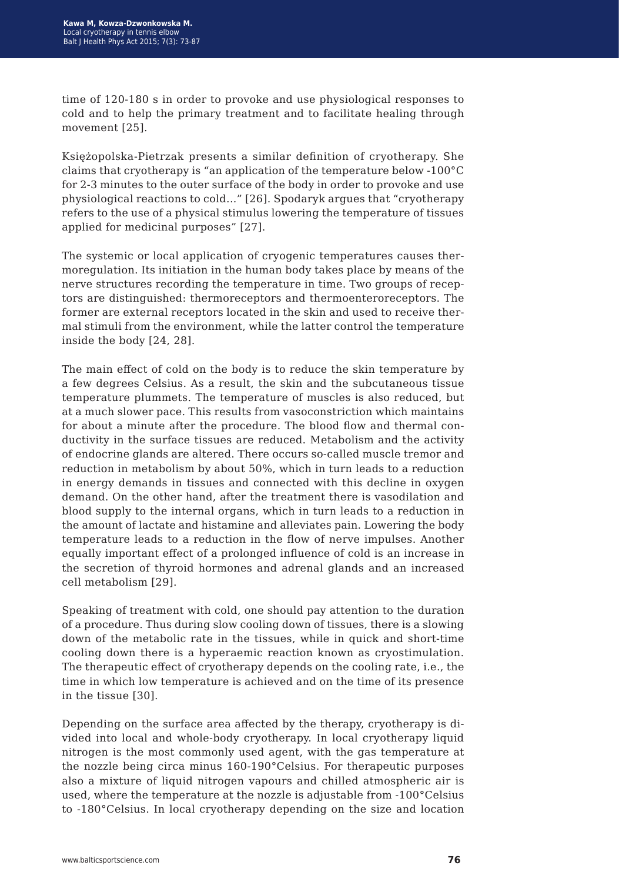time of 120-180 s in order to provoke and use physiological responses to cold and to help the primary treatment and to facilitate healing through movement [25].

Księżopolska-Pietrzak presents a similar definition of cryotherapy. She claims that cryotherapy is "an application of the temperature below -100°C for 2-3 minutes to the outer surface of the body in order to provoke and use physiological reactions to cold…" [26]. Spodaryk argues that "cryotherapy refers to the use of a physical stimulus lowering the temperature of tissues applied for medicinal purposes" [27].

The systemic or local application of cryogenic temperatures causes thermoregulation. Its initiation in the human body takes place by means of the nerve structures recording the temperature in time. Two groups of receptors are distinguished: thermoreceptors and thermoenteroreceptors. The former are external receptors located in the skin and used to receive thermal stimuli from the environment, while the latter control the temperature inside the body [24, 28].

The main effect of cold on the body is to reduce the skin temperature by a few degrees Celsius. As a result, the skin and the subcutaneous tissue temperature plummets. The temperature of muscles is also reduced, but at a much slower pace. This results from vasoconstriction which maintains for about a minute after the procedure. The blood flow and thermal conductivity in the surface tissues are reduced. Metabolism and the activity of endocrine glands are altered. There occurs so-called muscle tremor and reduction in metabolism by about 50%, which in turn leads to a reduction in energy demands in tissues and connected with this decline in oxygen demand. On the other hand, after the treatment there is vasodilation and blood supply to the internal organs, which in turn leads to a reduction in the amount of lactate and histamine and alleviates pain. Lowering the body temperature leads to a reduction in the flow of nerve impulses. Another equally important effect of a prolonged influence of cold is an increase in the secretion of thyroid hormones and adrenal glands and an increased cell metabolism [29].

Speaking of treatment with cold, one should pay attention to the duration of a procedure. Thus during slow cooling down of tissues, there is a slowing down of the metabolic rate in the tissues, while in quick and short-time cooling down there is a hyperaemic reaction known as cryostimulation. The therapeutic effect of cryotherapy depends on the cooling rate, i.e., the time in which low temperature is achieved and on the time of its presence in the tissue [30].

Depending on the surface area affected by the therapy, cryotherapy is divided into local and whole-body cryotherapy. In local cryotherapy liquid nitrogen is the most commonly used agent, with the gas temperature at the nozzle being circa minus 160-190°Celsius. For therapeutic purposes also a mixture of liquid nitrogen vapours and chilled atmospheric air is used, where the temperature at the nozzle is adjustable from -100°Celsius to -180°Celsius. In local cryotherapy depending on the size and location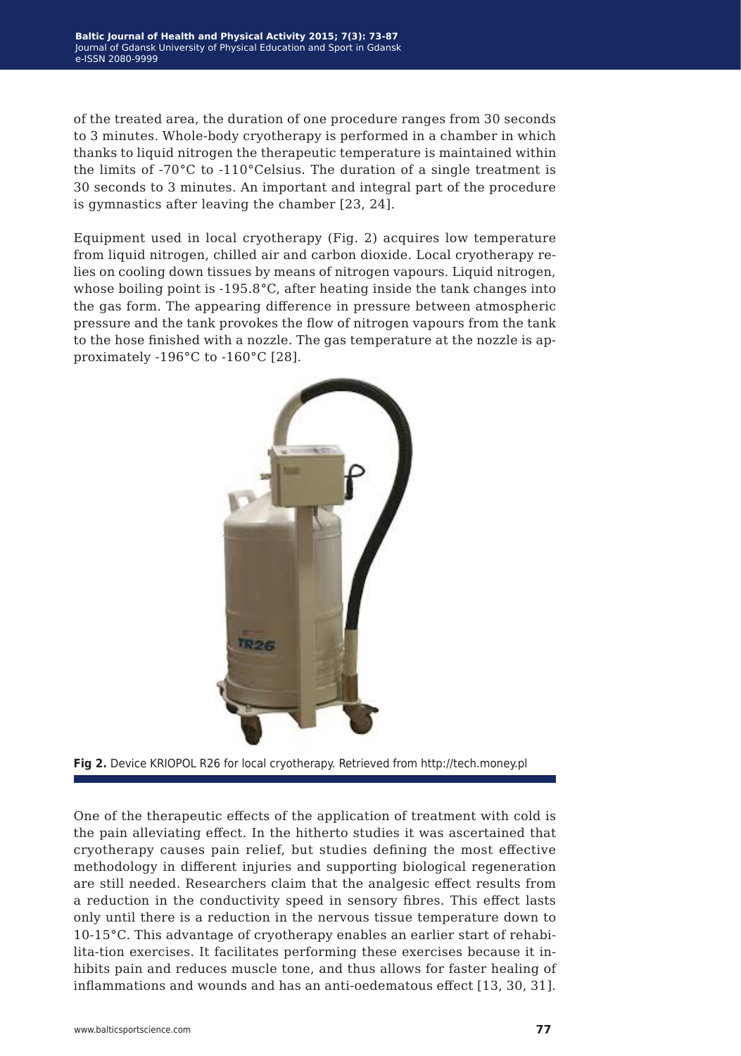of the treated area, the duration of one procedure ranges from 30 seconds to 3 minutes. Whole-body cryotherapy is performed in a chamber in which thanks to liquid nitrogen the therapeutic temperature is maintained within the limits of -70°C to -110°Celsius. The duration of a single treatment is 30 seconds to 3 minutes. An important and integral part of the procedure is gymnastics after leaving the chamber [23, 24].

Equipment used in local cryotherapy (Fig. 2) acquires low temperature from liquid nitrogen, chilled air and carbon dioxide. Local cryotherapy relies on cooling down tissues by means of nitrogen vapours. Liquid nitrogen, whose boiling point is -195.8°C, after heating inside the tank changes into the gas form. The appearing difference in pressure between atmospheric pressure and the tank provokes the flow of nitrogen vapours from the tank to the hose finished with a nozzle. The gas temperature at the nozzle is approximately -196°C to -160°C [28].

**Fig 2.** Device KRIOPOL R26 for local cryotherapy. Retrieved from http://tech.money.pl

One of the therapeutic effects of the application of treatment with cold is the pain alleviating effect. In the hitherto studies it was ascertained that cryotherapy causes pain relief, but studies defining the most effective methodology in different injuries and supporting biological regeneration are still needed. Researchers claim that the analgesic effect results from a reduction in the conductivity speed in sensory fibres. This effect lasts only until there is a reduction in the nervous tissue temperature down to 10-15°C. This advantage of cryotherapy enables an earlier start of rehabilita-tion exercises. It facilitates performing these exercises because it inhibits pain and reduces muscle tone, and thus allows for faster healing of inflammations and wounds and has an anti-oedematous effect [13, 30, 31].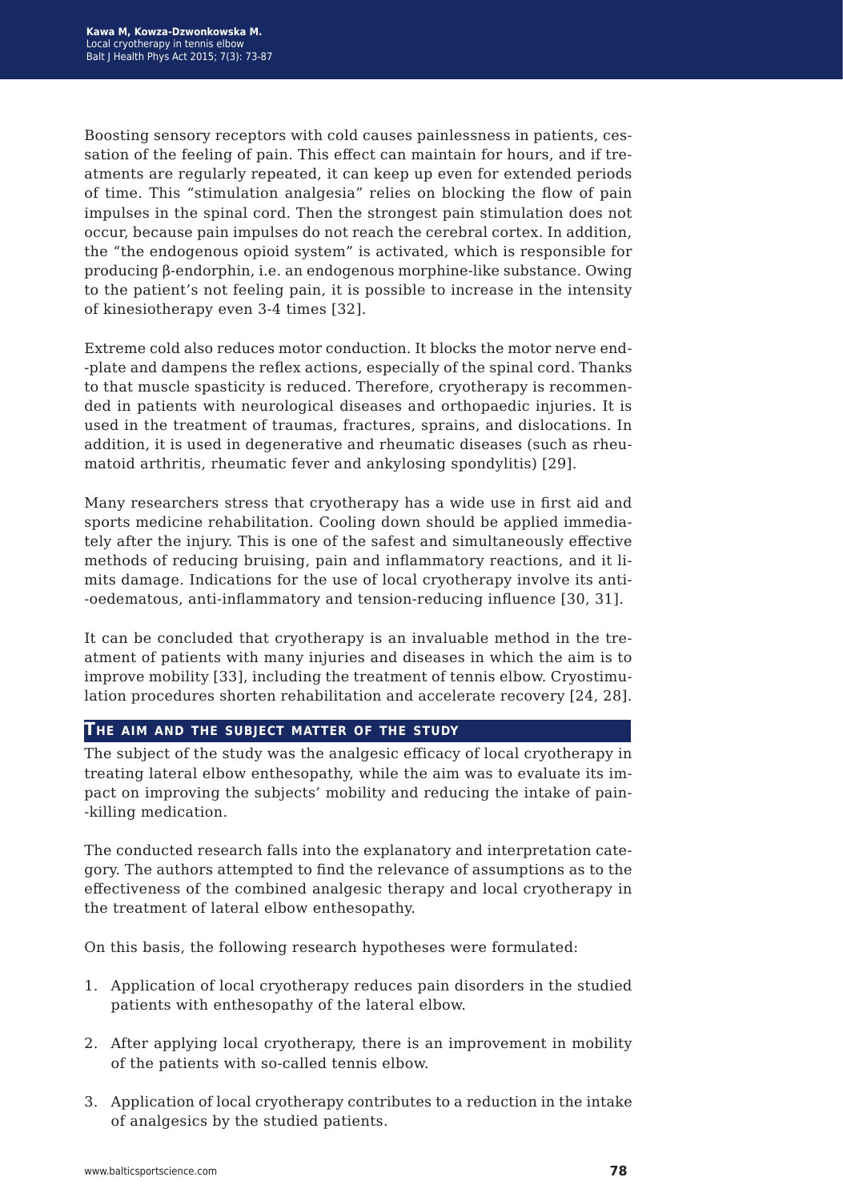Boosting sensory receptors with cold causes painlessness in patients, cessation of the feeling of pain. This effect can maintain for hours, and if treatments are regularly repeated, it can keep up even for extended periods of time. This "stimulation analgesia" relies on blocking the flow of pain impulses in the spinal cord. Then the strongest pain stimulation does not occur, because pain impulses do not reach the cerebral cortex. In addition, the "the endogenous opioid system" is activated, which is responsible for producing β-endorphin, i.e. an endogenous morphine-like substance. Owing to the patient's not feeling pain, it is possible to increase in the intensity of kinesiotherapy even 3-4 times [32].

Extreme cold also reduces motor conduction. It blocks the motor nerve end-plate and dampens the reflex actions, especially of the spinal cord. Thanks to that muscle spasticity is reduced. Therefore, cryotherapy is recommended in patients with neurological diseases and orthopaedic injuries. It is used in the treatment of traumas, fractures, sprains, and dislocations. In addition, it is used in degenerative and rheumatic diseases (such as rheumatoid arthritis, rheumatic fever and ankylosing spondylitis) [29].

Many researchers stress that cryotherapy has a wide use in first aid and sports medicine rehabilitation. Cooling down should be applied immediately after the injury. This is one of the safest and simultaneously effective methods of reducing bruising, pain and inflammatory reactions, and it limits damage. Indications for the use of local cryotherapy involve its anti-oedematous, anti-inflammatory and tension-reducing influence [30, 31].

It can be concluded that cryotherapy is an invaluable method in the treatment of patients with many injuries and diseases in which the aim is to improve mobility [33], including the treatment of tennis elbow. Cryostimulation procedures shorten rehabilitation and accelerate recovery [24, 28].

## The aim and the subject matter of the study

The subject of the study was the analgesic efficacy of local cryotherapy in treating lateral elbow enthesopathy, while the aim was to evaluate its impact on improving the subjects' mobility and reducing the intake of pain-killing medication.

The conducted research falls into the explanatory and interpretation category. The authors attempted to find the relevance of assumptions as to the effectiveness of the combined analgesic therapy and local cryotherapy in the treatment of lateral elbow enthesopathy.

On this basis, the following research hypotheses were formulated:

1. Application of local cryotherapy reduces pain disorders in the studied patients with enthesopathy of the lateral elbow.
2. After applying local cryotherapy, there is an improvement in mobility of the patients with so-called tennis elbow.
3. Application of local cryotherapy contributes to a reduction in the intake of analgesics by the studied patients.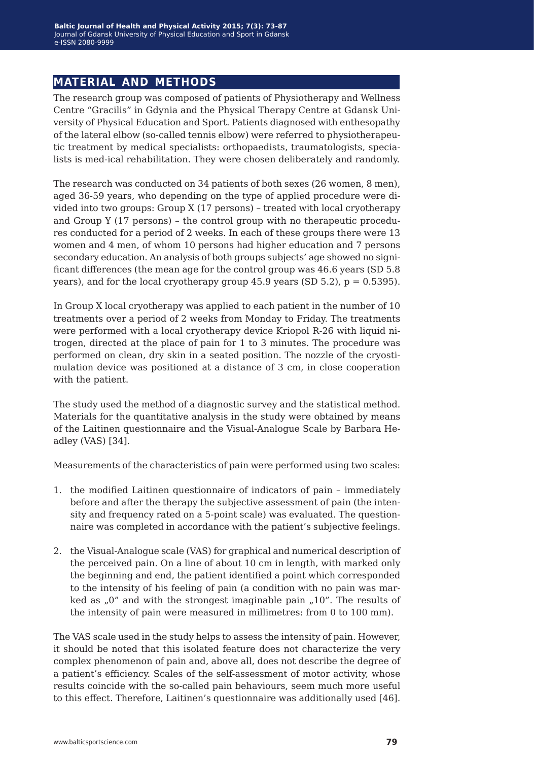## MATERIAL AND METHODS

The research group was composed of patients of Physiotherapy and Wellness Centre "Gracilis" in Gdynia and the Physical Therapy Centre at Gdansk University of Physical Education and Sport. Patients diagnosed with enthesopathy of the lateral elbow (so-called tennis elbow) were referred to physiotherapeutic treatment by medical specialists: orthopaedists, traumatologists, specialists is med-ical rehabilitation. They were chosen deliberately and randomly.

The research was conducted on 34 patients of both sexes (26 women, 8 men), aged 36-59 years, who depending on the type of applied procedure were divided into two groups: Group X (17 persons) – treated with local cryotherapy and Group Y (17 persons) – the control group with no therapeutic procedures conducted for a period of 2 weeks. In each of these groups there were 13 women and 4 men, of whom 10 persons had higher education and 7 persons secondary education. An analysis of both groups subjects' age showed no significant differences (the mean age for the control group was 46.6 years (SD 5.8 years), and for the local cryotherapy group 45.9 years (SD 5.2), $p = 0.5395$).

In Group X local cryotherapy was applied to each patient in the number of 10 treatments over a period of 2 weeks from Monday to Friday. The treatments were performed with a local cryotherapy device Kriopol R-26 with liquid nitrogen, directed at the place of pain for 1 to 3 minutes. The procedure was performed on clean, dry skin in a seated position. The nozzle of the cryostimulation device was positioned at a distance of 3 cm, in close cooperation with the patient.

The study used the method of a diagnostic survey and the statistical method. Materials for the quantitative analysis in the study were obtained by means of the Laitinen questionnaire and the Visual-Analogue Scale by Barbara Headley (VAS) [34].

Measurements of the characteristics of pain were performed using two scales:

1. the modified Laitinen questionnaire of indicators of pain – immediately before and after the therapy the subjective assessment of pain (the intensity and frequency rated on a 5-point scale) was evaluated. The questionnaire was completed in accordance with the patient's subjective feelings.
2. the Visual-Analogue scale (VAS) for graphical and numerical description of the perceived pain. On a line of about 10 cm in length, with marked only the beginning and end, the patient identified a point which corresponded to the intensity of his feeling of pain (a condition with no pain was marked as „0" and with the strongest imaginable pain „10". The results of the intensity of pain were measured in millimetres: from 0 to 100 mm).

The VAS scale used in the study helps to assess the intensity of pain. However, it should be noted that this isolated feature does not characterize the very complex phenomenon of pain and, above all, does not describe the degree of a patient's efficiency. Scales of the self-assessment of motor activity, whose results coincide with the so-called pain behaviours, seem much more useful to this effect. Therefore, Laitinen's questionnaire was additionally used [46].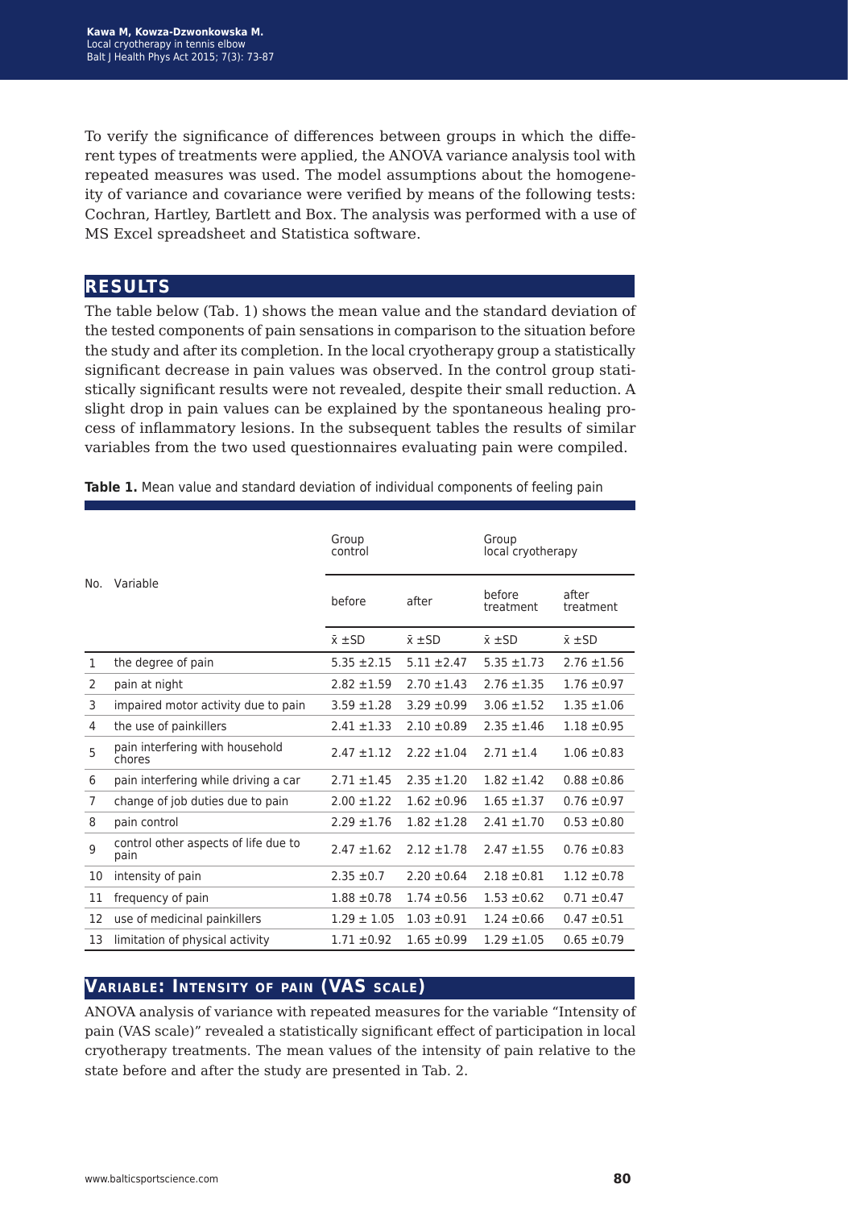To verify the significance of differences between groups in which the different types of treatments were applied, the ANOVA variance analysis tool with repeated measures was used. The model assumptions about the homogeneity of variance and covariance were verified by means of the following tests: Cochran, Hartley, Bartlett and Box. The analysis was performed with a use of MS Excel spreadsheet and Statistica software.

## RESULTS

The table below (Tab. 1) shows the mean value and the standard deviation of the tested components of pain sensations in comparison to the situation before the study and after its completion. In the local cryotherapy group a statistically significant decrease in pain values was observed. In the control group statistically significant results were not revealed, despite their small reduction. A slight drop in pain values can be explained by the spontaneous healing process of inflammatory lesions. In the subsequent tables the results of similar variables from the two used questionnaires evaluating pain were compiled.

**Table 1.** Mean value and standard deviation of individual components of feeling pain

| No. | Variable | Group control | | Group local cryotherapy | |
|---|---|---|---|---|---|
| | | before | after | before treatment | after treatment |
| | | $\bar{x}$ ±SD | $\bar{x}$ ±SD | $\bar{x}$ ±SD | $\bar{x}$ ±SD |
| 1 | the degree of pain | 5.35 ±2.15 | 5.11 ±2.47 | 5.35 ±1.73 | 2.76 ±1.56 |
| 2 | pain at night | 2.82 ±1.59 | 2.70 ±1.43 | 2.76 ±1.35 | 1.76 ±0.97 |
| 3 | impaired motor activity due to pain | 3.59 ±1.28 | 3.29 ±0.99 | 3.06 ±1.52 | 1.35 ±1.06 |
| 4 | the use of painkillers | 2.41 ±1.33 | 2.10 ±0.89 | 2.35 ±1.46 | 1.18 ±0.95 |
| 5 | pain interfering with household chores | 2.47 ±1.12 | 2.22 ±1.04 | 2.71 ±1.4 | 1.06 ±0.83 |
| 6 | pain interfering while driving a car | 2.71 ±1.45 | 2.35 ±1.20 | 1.82 ±1.42 | 0.88 ±0.86 |
| 7 | change of job duties due to pain | 2.00 ±1.22 | 1.62 ±0.96 | 1.65 ±1.37 | 0.76 ±0.97 |
| 8 | pain control | 2.29 ±1.76 | 1.82 ±1.28 | 2.41 ±1.70 | 0.53 ±0.80 |
| 9 | control other aspects of life due to pain | 2.47 ±1.62 | 2.12 ±1.78 | 2.47 ±1.55 | 0.76 ±0.83 |
| 10 | intensity of pain | 2.35 ±0.7 | 2.20 ±0.64 | 2.18 ±0.81 | 1.12 ±0.78 |
| 11 | frequency of pain | 1.88 ±0.78 | 1.74 ±0.56 | 1.53 ±0.62 | 0.71 ±0.47 |
| 12 | use of medicinal painkillers | 1.29 ± 1.05 | 1.03 ±0.91 | 1.24 ±0.66 | 0.47 ±0.51 |
| 13 | limitation of physical activity | 1.71 ±0.92 | 1.65 ±0.99 | 1.29 ±1.05 | 0.65 ±0.79 |

## VARIABLE: INTENSITY OF PAIN (VAS SCALE)

ANOVA analysis of variance with repeated measures for the variable "Intensity of pain (VAS scale)" revealed a statistically significant effect of participation in local cryotherapy treatments. The mean values of the intensity of pain relative to the state before and after the study are presented in Tab. 2.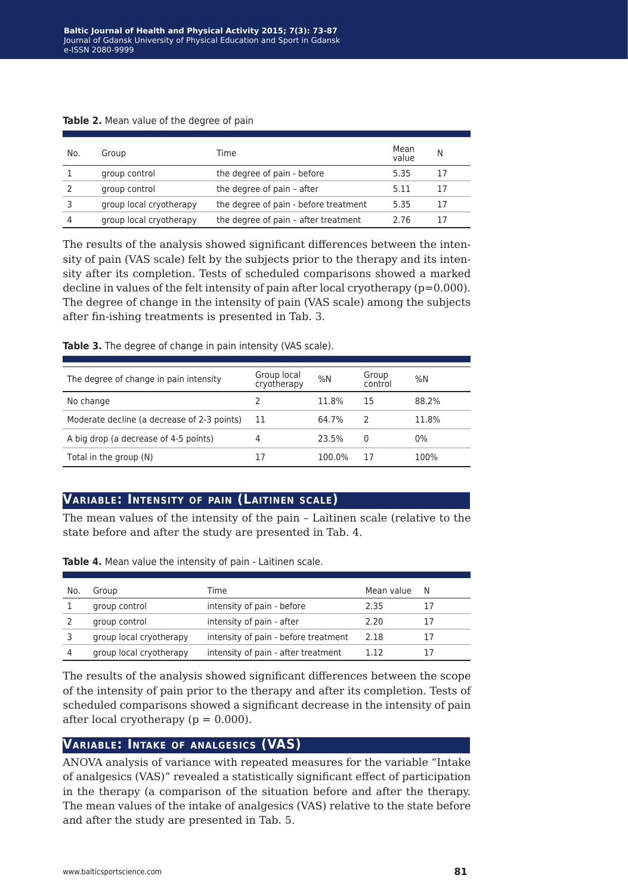**Table 2.** Mean value of the degree of pain

| No. | Group | Time | Mean value | N |
|---|---|---|---|---|
| 1 | group control | the degree of pain - before | 5.35 | 17 |
| 2 | group control | the degree of pain – after | 5.11 | 17 |
| 3 | group local cryotherapy | the degree of pain - before treatment | 5.35 | 17 |
| 4 | group local cryotherapy | the degree of pain – after treatment | 2.76 | 17 |

The results of the analysis showed significant differences between the intensity of pain (VAS scale) felt by the subjects prior to the therapy and its intensity after its completion. Tests of scheduled comparisons showed a marked decline in values of the felt intensity of pain after local cryotherapy ($p=0.000$). The degree of change in the intensity of pain (VAS scale) among the subjects after fin-ishing treatments is presented in Tab. 3.

**Table 3.** The degree of change in pain intensity (VAS scale).

| The degree of change in pain intensity | Group local cryotherapy | %N | Group control | %N |
|---|---|---|---|---|
| No change | 2 | 11.8% | 15 | 88.2% |
| Moderate decline (a decrease of 2-3 points) | 11 | 64.7% | 2 | 11.8% |
| A big drop (a decrease of 4-5 points) | 4 | 23.5% | 0 | 0% |
| Total in the group (N) | 17 | 100.0% | 17 | 100% |

## Variable: Intensity of pain (Laitinen scale)

The mean values of the intensity of the pain – Laitinen scale (relative to the state before and after the study are presented in Tab. 4.

**Table 4.** Mean value the intensity of pain - Laitinen scale.

| No. | Group | Time | Mean value | N |
|---|---|---|---|---|
| 1 | group control | intensity of pain - before | 2.35 | 17 |
| 2 | group control | intensity of pain - after | 2.20 | 17 |
| 3 | group local cryotherapy | intensity of pain - before treatment | 2.18 | 17 |
| 4 | group local cryotherapy | intensity of pain - after treatment | 1.12 | 17 |

The results of the analysis showed significant differences between the scope of the intensity of pain prior to the therapy and after its completion. Tests of scheduled comparisons showed a significant decrease in the intensity of pain after local cryotherapy ($p = 0.000$).

## Variable: Intake of analgesics (VAS)

ANOVA analysis of variance with repeated measures for the variable "Intake of analgesics (VAS)" revealed a statistically significant effect of participation in the therapy (a comparison of the situation before and after the therapy. The mean values of the intake of analgesics (VAS) relative to the state before and after the study are presented in Tab. 5.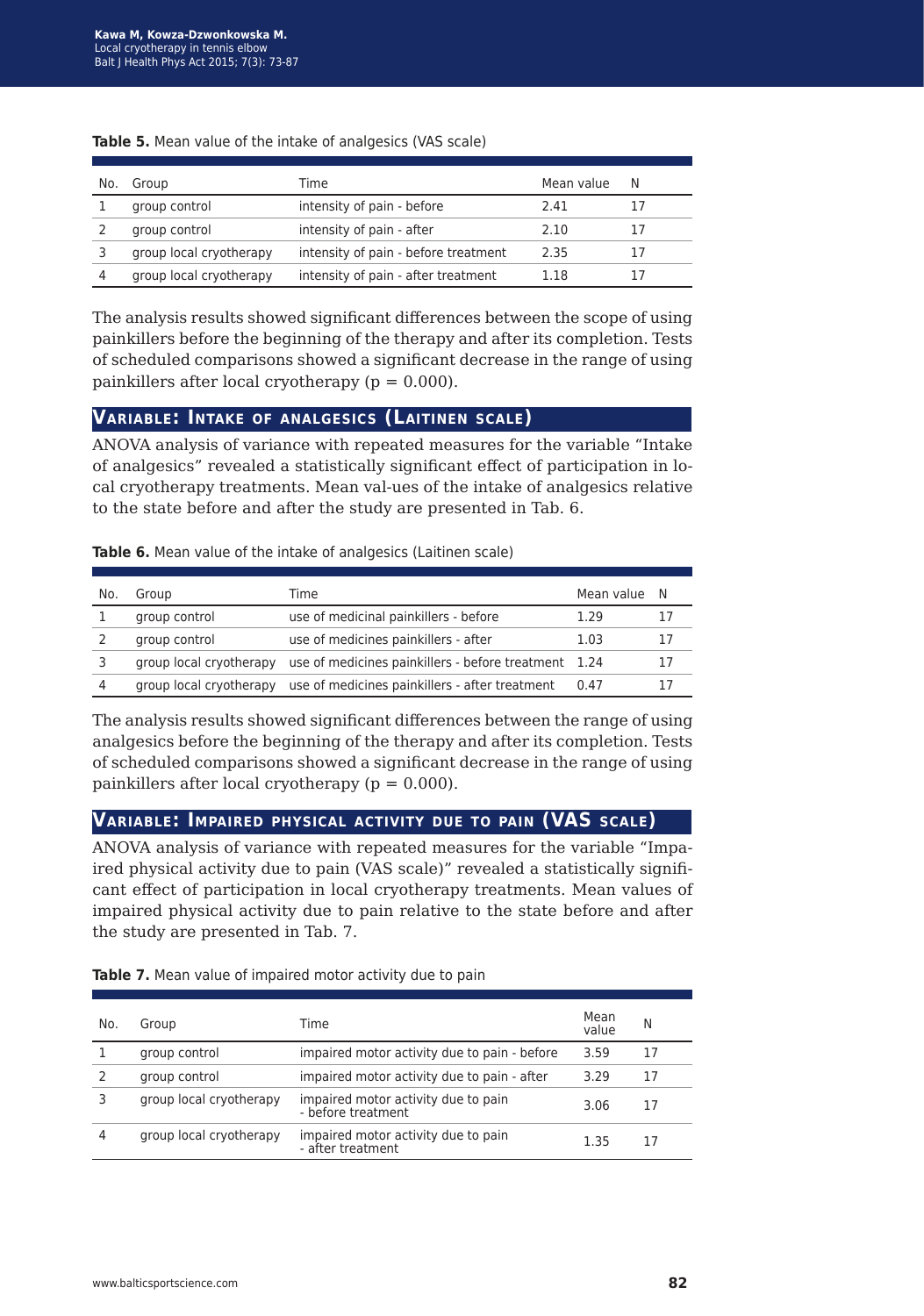**Table 5.** Mean value of the intake of analgesics (VAS scale)

| No. | Group | Time | Mean value | N |
|---|---|---|---|---|
| 1 | group control | intensity of pain - before | 2.41 | 17 |
| 2 | group control | intensity of pain - after | 2.10 | 17 |
| 3 | group local cryotherapy | intensity of pain - before treatment | 2.35 | 17 |
| 4 | group local cryotherapy | intensity of pain - after treatment | 1.18 | 17 |

The analysis results showed significant differences between the scope of using painkillers before the beginning of the therapy and after its completion. Tests of scheduled comparisons showed a significant decrease in the range of using painkillers after local cryotherapy ($p = 0.000$).

## Variable: Intake of analgesics (Laitinen scale)

ANOVA analysis of variance with repeated measures for the variable "Intake of analgesics" revealed a statistically significant effect of participation in local cryotherapy treatments. Mean val-ues of the intake of analgesics relative to the state before and after the study are presented in Tab. 6.

**Table 6.** Mean value of the intake of analgesics (Laitinen scale)

| No. | Group | Time | Mean value | N |
|---|---|---|---|---|
| 1 | group control | use of medicinal painkillers - before | 1.29 | 17 |
| 2 | group control | use of medicines painkillers - after | 1.03 | 17 |
| 3 | group local cryotherapy | use of medicines painkillers - before treatment | 1.24 | 17 |
| 4 | group local cryotherapy | use of medicines painkillers - after treatment | 0.47 | 17 |

The analysis results showed significant differences between the range of using analgesics before the beginning of the therapy and after its completion. Tests of scheduled comparisons showed a significant decrease in the range of using painkillers after local cryotherapy ($p = 0.000$).

## Variable: Impaired physical activity due to pain (VAS scale)

ANOVA analysis of variance with repeated measures for the variable "Impaired physical activity due to pain (VAS scale)" revealed a statistically significant effect of participation in local cryotherapy treatments. Mean values of impaired physical activity due to pain relative to the state before and after the study are presented in Tab. 7.

**Table 7.** Mean value of impaired motor activity due to pain

| No. | Group | Time | Mean value | N |
|---|---|---|---|---|
| 1 | group control | impaired motor activity due to pain - before | 3.59 | 17 |
| 2 | group control | impaired motor activity due to pain - after | 3.29 | 17 |
| 3 | group local cryotherapy | impaired motor activity due to pain - before treatment | 3.06 | 17 |
| 4 | group local cryotherapy | impaired motor activity due to pain - after treatment | 1.35 | 17 |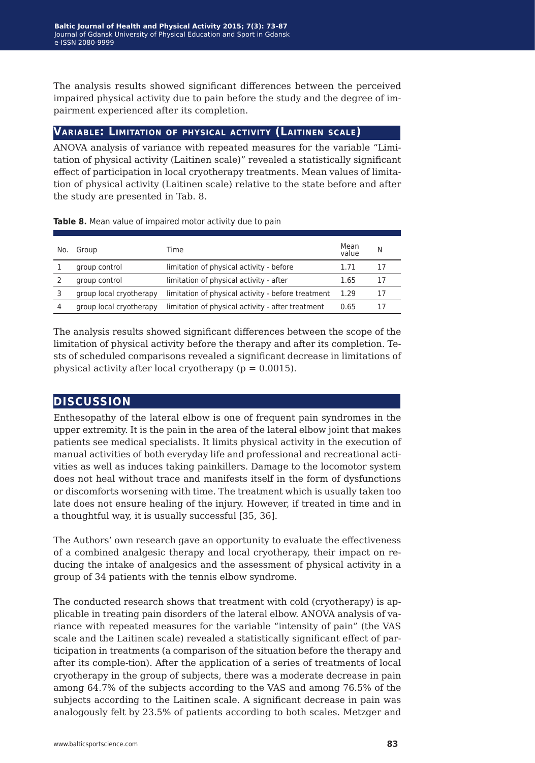The analysis results showed significant differences between the perceived impaired physical activity due to pain before the study and the degree of impairment experienced after its completion.

## Variable: Limitation of physical activity (Laitinen scale)

ANOVA analysis of variance with repeated measures for the variable “Limitation of physical activity (Laitinen scale)” revealed a statistically significant effect of participation in local cryotherapy treatments. Mean values of limitation of physical activity (Laitinen scale) relative to the state before and after the study are presented in Tab. 8.

**Table 8.** Mean value of impaired motor activity due to pain

| No. | Group | Time | Mean value | N |
|---|---|---|---|---|
| 1 | group control | limitation of physical activity - before | 1.71 | 17 |
| 2 | group control | limitation of physical activity - after | 1.65 | 17 |
| 3 | group local cryotherapy | limitation of physical activity - before treatment | 1.29 | 17 |
| 4 | group local cryotherapy | limitation of physical activity - after treatment | 0.65 | 17 |

The analysis results showed significant differences between the scope of the limitation of physical activity before the therapy and after its completion. Tests of scheduled comparisons revealed a significant decrease in limitations of physical activity after local cryotherapy ($p = 0.0015$).

## Discussion

Enthesopathy of the lateral elbow is one of frequent pain syndromes in the upper extremity. It is the pain in the area of the lateral elbow joint that makes patients see medical specialists. It limits physical activity in the execution of manual activities of both everyday life and professional and recreational activities as well as induces taking painkillers. Damage to the locomotor system does not heal without trace and manifests itself in the form of dysfunctions or discomforts worsening with time. The treatment which is usually taken too late does not ensure healing of the injury. However, if treated in time and in a thoughtful way, it is usually successful [35, 36].

The Authors’ own research gave an opportunity to evaluate the effectiveness of a combined analgesic therapy and local cryotherapy, their impact on reducing the intake of analgesics and the assessment of physical activity in a group of 34 patients with the tennis elbow syndrome.

The conducted research shows that treatment with cold (cryotherapy) is applicable in treating pain disorders of the lateral elbow. ANOVA analysis of variance with repeated measures for the variable “intensity of pain” (the VAS scale and the Laitinen scale) revealed a statistically significant effect of participation in treatments (a comparison of the situation before the therapy and after its comple-tion). After the application of a series of treatments of local cryotherapy in the group of subjects, there was a moderate decrease in pain among 64.7% of the subjects according to the VAS and among 76.5% of the subjects according to the Laitinen scale. A significant decrease in pain was analogously felt by 23.5% of patients according to both scales. Metzger and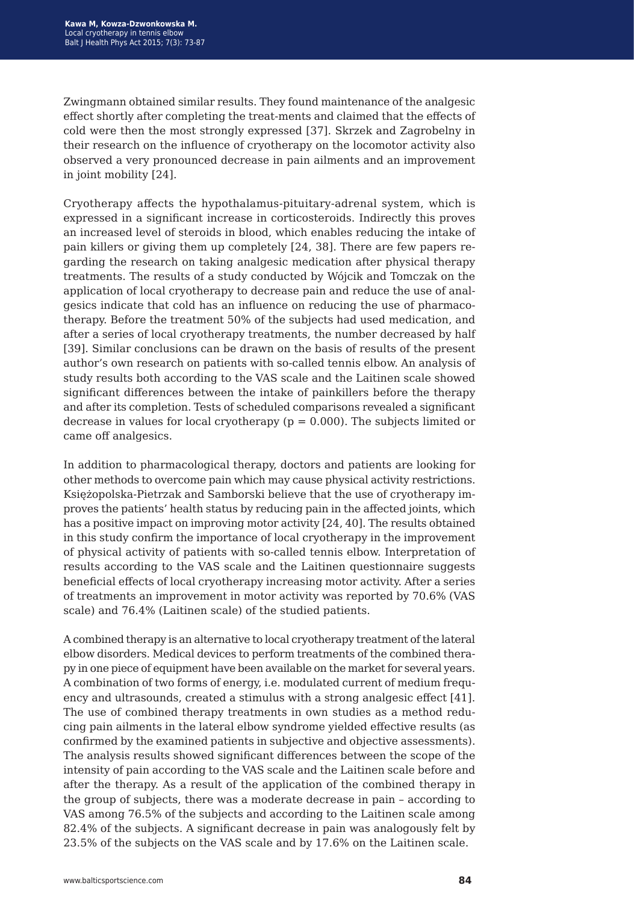Zwingmann obtained similar results. They found maintenance of the analgesic effect shortly after completing the treat-ments and claimed that the effects of cold were then the most strongly expressed [37]. Skrzek and Zagrobelny in their research on the influence of cryotherapy on the locomotor activity also observed a very pronounced decrease in pain ailments and an improvement in joint mobility [24].

Cryotherapy affects the hypothalamus-pituitary-adrenal system, which is expressed in a significant increase in corticosteroids. Indirectly this proves an increased level of steroids in blood, which enables reducing the intake of pain killers or giving them up completely [24, 38]. There are few papers regarding the research on taking analgesic medication after physical therapy treatments. The results of a study conducted by Wójcik and Tomczak on the application of local cryotherapy to decrease pain and reduce the use of analgesics indicate that cold has an influence on reducing the use of pharmacotherapy. Before the treatment 50% of the subjects had used medication, and after a series of local cryotherapy treatments, the number decreased by half [39]. Similar conclusions can be drawn on the basis of results of the present author's own research on patients with so-called tennis elbow. An analysis of study results both according to the VAS scale and the Laitinen scale showed significant differences between the intake of painkillers before the therapy and after its completion. Tests of scheduled comparisons revealed a significant decrease in values for local cryotherapy ($p = 0.000$). The subjects limited or came off analgesics.

In addition to pharmacological therapy, doctors and patients are looking for other methods to overcome pain which may cause physical activity restrictions. Księżopolska-Pietrzak and Samborski believe that the use of cryotherapy improves the patients' health status by reducing pain in the affected joints, which has a positive impact on improving motor activity [24, 40]. The results obtained in this study confirm the importance of local cryotherapy in the improvement of physical activity of patients with so-called tennis elbow. Interpretation of results according to the VAS scale and the Laitinen questionnaire suggests beneficial effects of local cryotherapy increasing motor activity. After a series of treatments an improvement in motor activity was reported by 70.6% (VAS scale) and 76.4% (Laitinen scale) of the studied patients.

A combined therapy is an alternative to local cryotherapy treatment of the lateral elbow disorders. Medical devices to perform treatments of the combined therapy in one piece of equipment have been available on the market for several years. A combination of two forms of energy, i.e. modulated current of medium frequency and ultrasounds, created a stimulus with a strong analgesic effect [41]. The use of combined therapy treatments in own studies as a method reducing pain ailments in the lateral elbow syndrome yielded effective results (as confirmed by the examined patients in subjective and objective assessments). The analysis results showed significant differences between the scope of the intensity of pain according to the VAS scale and the Laitinen scale before and after the therapy. As a result of the application of the combined therapy in the group of subjects, there was a moderate decrease in pain – according to VAS among 76.5% of the subjects and according to the Laitinen scale among 82.4% of the subjects. A significant decrease in pain was analogously felt by 23.5% of the subjects on the VAS scale and by 17.6% on the Laitinen scale.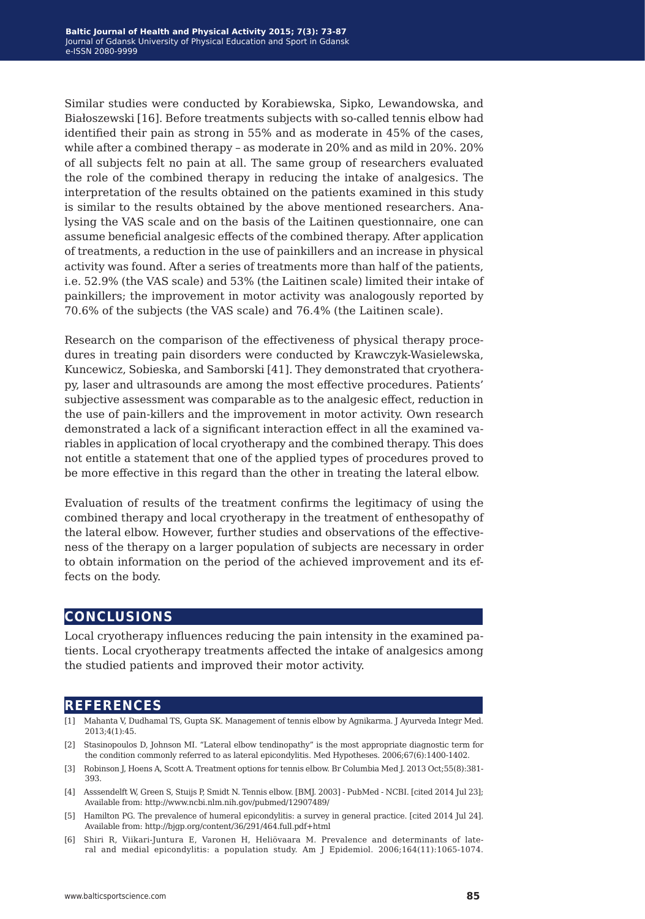Similar studies were conducted by Korabiewska, Sipko, Lewandowska, and Białoszewski [16]. Before treatments subjects with so-called tennis elbow had identified their pain as strong in 55% and as moderate in 45% of the cases, while after a combined therapy – as moderate in 20% and as mild in 20%. 20% of all subjects felt no pain at all. The same group of researchers evaluated the role of the combined therapy in reducing the intake of analgesics. The interpretation of the results obtained on the patients examined in this study is similar to the results obtained by the above mentioned researchers. Analysing the VAS scale and on the basis of the Laitinen questionnaire, one can assume beneficial analgesic effects of the combined therapy. After application of treatments, a reduction in the use of painkillers and an increase in physical activity was found. After a series of treatments more than half of the patients, i.e. 52.9% (the VAS scale) and 53% (the Laitinen scale) limited their intake of painkillers; the improvement in motor activity was analogously reported by 70.6% of the subjects (the VAS scale) and 76.4% (the Laitinen scale).

Research on the comparison of the effectiveness of physical therapy procedures in treating pain disorders were conducted by Krawczyk-Wasielewska, Kuncewicz, Sobieska, and Samborski [41]. They demonstrated that cryotherapy, laser and ultrasounds are among the most effective procedures. Patients' subjective assessment was comparable as to the analgesic effect, reduction in the use of pain-killers and the improvement in motor activity. Own research demonstrated a lack of a significant interaction effect in all the examined variables in application of local cryotherapy and the combined therapy. This does not entitle a statement that one of the applied types of procedures proved to be more effective in this regard than the other in treating the lateral elbow.

Evaluation of results of the treatment confirms the legitimacy of using the combined therapy and local cryotherapy in the treatment of enthesopathy of the lateral elbow. However, further studies and observations of the effectiveness of the therapy on a larger population of subjects are necessary in order to obtain information on the period of the achieved improvement and its effects on the body.

## CONCLUSIONS

Local cryotherapy influences reducing the pain intensity in the examined patients. Local cryotherapy treatments affected the intake of analgesics among the studied patients and improved their motor activity.

## REFERENCES

[1] Mahanta V, Dudhamal TS, Gupta SK. Management of tennis elbow by Agnikarma. J Ayurveda Integr Med. 2013;4(1):45.

[2] Stasinopoulos D, Johnson MI. "Lateral elbow tendinopathy" is the most appropriate diagnostic term for the condition commonly referred to as lateral epicondylitis. Med Hypotheses. 2006;67(6):1400-1402.

[3] Robinson J, Hoens A, Scott A. Treatment options for tennis elbow. Br Columbia Med J. 2013 Oct;55(8):381-393.

[4] Asssendelft W, Green S, Stuijs P, Smidt N. Tennis elbow. [BMJ. 2003] - PubMed - NCBI. [cited 2014 Jul 23]; Available from: http://www.ncbi.nlm.nih.gov/pubmed/12907489/

[5] Hamilton PG. The prevalence of humeral epicondylitis: a survey in general practice. [cited 2014 Jul 24]. Available from: http://bjgp.org/content/36/291/464.full.pdf+html

[6] Shiri R, Viikari-Juntura E, Varonen H, Heliövaara M. Prevalence and determinants of lateral and medial epicondylitis: a population study. Am J Epidemiol. 2006;164(11):1065-1074.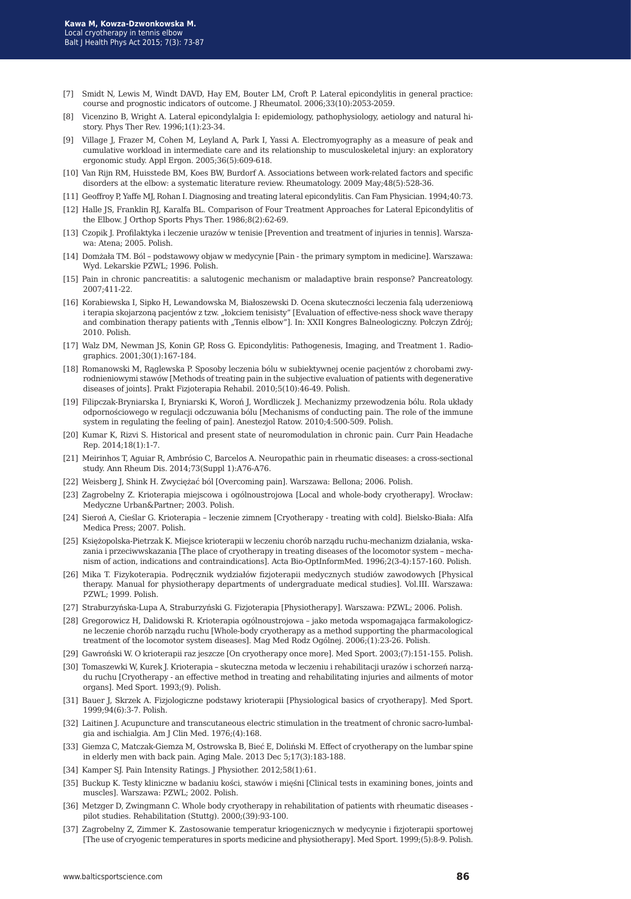[7] Smidt N, Lewis M, Windt DAVD, Hay EM, Bouter LM, Croft P. Lateral epicondylitis in general practice: course and prognostic indicators of outcome. J Rheumatol. 2006;33(10):2053-2059.

[8] Vicenzino B, Wright A. Lateral epicondylalgia I: epidemiology, pathophysiology, aetiology and natural history. Phys Ther Rev. 1996;1(1):23-34.

[9] Village J, Frazer M, Cohen M, Leyland A, Park I, Yassi A. Electromyography as a measure of peak and cumulative workload in intermediate care and its relationship to musculoskeletal injury: an exploratory ergonomic study. Appl Ergon. 2005;36(5):609-618.

[10] Van Rijn RM, Huisstede BM, Koes BW, Burdorf A. Associations between work-related factors and specific disorders at the elbow: a systematic literature review. Rheumatology. 2009 May;48(5):528-36.

[11] Geoffroy P, Yaffe MJ, Rohan I. Diagnosing and treating lateral epicondylitis. Can Fam Physician. 1994;40:73.

[12] Halle JS, Franklin RJ, Karalfa BL. Comparison of Four Treatment Approaches for Lateral Epicondylitis of the Elbow. J Orthop Sports Phys Ther. 1986;8(2):62-69.

[13] Czopik J. Profilaktyka i leczenie urazów w tenisie [Prevention and treatment of injuries in tennis]. Warszawa: Atena; 2005. Polish.

[14] Domżała TM. Ból – podstawowy objaw w medycynie [Pain - the primary symptom in medicine]. Warszawa: Wyd. Lekarskie PZWL; 1996. Polish.

[15] Pain in chronic pancreatitis: a salutogenic mechanism or maladaptive brain response? Pancreatology. 2007;411-22.

[16] Korabiewska I, Sipko H, Lewandowska M, Białoszewski D. Ocena skuteczności leczenia falą uderzeniową i terapia skojarzoną pacjentów z tzw. „łokciem tenisisty" [Evaluation of effective-ness shock wave therapy and combination therapy patients with „Tennis elbow"]. In: XXII Kongres Balneologiczny. Połczyn Zdrój; 2010. Polish.

[17] Walz DM, Newman JS, Konin GP, Ross G. Epicondylitis: Pathogenesis, Imaging, and Treatment 1. Radiographics. 2001;30(1):167-184.

[18] Romanowski M, Rąglewska P. Sposoby leczenia bólu w subiektywnej ocenie pacjentów z chorobami zwyrodnieniowymi stawów [Methods of treating pain in the subjective evaluation of patients with degenerative diseases of joints]. Prakt Fizjoterapia Rehabil. 2010;5(10):46-49. Polish.

[19] Filipczak-Bryniarska I, Bryniarski K, Woroń J, Wordliczek J. Mechanizmy przewodzenia bólu. Rola układy odpornościowego w regulacji odczuwania bólu [Mechanisms of conducting pain. The role of the immune system in regulating the feeling of pain]. Anestezjol Ratow. 2010;4:500-509. Polish.

[20] Kumar K, Rizvi S. Historical and present state of neuromodulation in chronic pain. Curr Pain Headache Rep. 2014;18(1):1-7.

[21] Meirinhos T, Aguiar R, Ambrósio C, Barcelos A. Neuropathic pain in rheumatic diseases: a cross-sectional study. Ann Rheum Dis. 2014;73(Suppl 1):A76-A76.

[22] Weisberg J, Shink H. Zwyciężać ból [Overcoming pain]. Warszawa: Bellona; 2006. Polish.

[23] Zagrobelny Z. Krioterapia miejscowa i ogólnoustrojowa [Local and whole-body cryotherapy]. Wrocław: Medyczne Urban&Partner; 2003. Polish.

[24] Sieroń A, Cieślar G. Krioterapia – leczenie zimnem [Cryotherapy - treating with cold]. Bielsko-Biała: Alfa Medica Press; 2007. Polish.

[25] Księżopolska-Pietrzak K. Miejsce krioterapii w leczeniu chorób narządu ruchu-mechanizm działania, wskazania i przeciwwskazania [The place of cryotherapy in treating diseases of the locomotor system – mechanism of action, indications and contraindications]. Acta Bio-OptInformMed. 1996;2(3-4):157-160. Polish.

[26] Mika T. Fizykoterapia. Podręcznik wydziałów fizjoterapii medycznych studiów zawodowych [Physical therapy. Manual for physiotherapy departments of undergraduate medical studies]. Vol.III. Warszawa: PZWL; 1999. Polish.

[27] Straburzyńska-Lupa A, Straburzyński G. Fizjoterapia [Physiotherapy]. Warszawa: PZWL; 2006. Polish.

[28] Gregorowicz H, Dalidowski R. Krioterapia ogólnoustrojowa – jako metoda wspomagająca farmakologiczne leczenie chorób narządu ruchu [Whole-body cryotherapy as a method supporting the pharmacological treatment of the locomotor system diseases]. Mag Med Rodz Ogólnej. 2006;(1):23-26. Polish.

[29] Gawroński W. O krioterapii raz jeszcze [On cryotherapy once more]. Med Sport. 2003;(7):151-155. Polish.

[30] Tomaszewki W, Kurek J. Krioterapia – skuteczna metoda w leczeniu i rehabilitacji urazów i schorzeń narządu ruchu [Cryotherapy - an effective method in treating and rehabilitating injuries and ailments of motor organs]. Med Sport. 1993;(9). Polish.

[31] Bauer J, Skrzek A. Fizjologiczne podstawy krioterapii [Physiological basics of cryotherapy]. Med Sport. 1999;94(6):3-7. Polish.

[32] Laitinen J. Acupuncture and transcutaneous electric stimulation in the treatment of chronic sacro-lumbalgia and ischialgia. Am J Clin Med. 1976;(4):168.

[33] Giemza C, Matczak-Giemza M, Ostrowska B, Bieć E, Doliński M. Effect of cryotherapy on the lumbar spine in elderly men with back pain. Aging Male. 2013 Dec 5;17(3):183-188.

[34] Kamper SJ. Pain Intensity Ratings. J Physiother. 2012;58(1):61.

[35] Buckup K. Testy kliniczne w badaniu kości, stawów i mięśni [Clinical tests in examining bones, joints and muscles]. Warszawa: PZWL; 2002. Polish.

[36] Metzger D, Zwingmann C. Whole body cryotherapy in rehabilitation of patients with rheumatic diseases - pilot studies. Rehabilitation (Stuttg). 2000;(39):93-100.

[37] Zagrobelny Z, Zimmer K. Zastosowanie temperatur kriogenicznych w medycynie i fizjoterapii sportowej [The use of cryogenic temperatures in sports medicine and physiotherapy]. Med Sport. 1999;(5):8-9. Polish.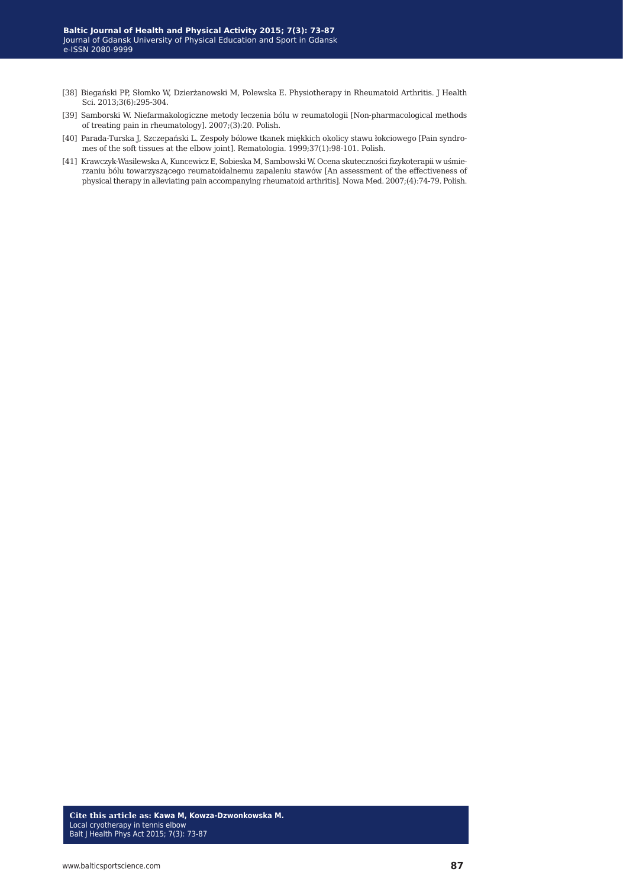[38] Biegański PP, Słomko W, Dzierżanowski M, Polewska E. Physiotherapy in Rheumatoid Arthritis. J Health Sci. 2013;3(6):295-304.

[39] Samborski W. Niefarmakologiczne metody leczenia bólu w reumatologii [Non-pharmacological methods of treating pain in rheumatology]. 2007;(3):20. Polish.

[40] Parada-Turska J, Szczepański L. Zespoły bólowe tkanek miękkich okolicy stawu łokciowego [Pain syndromes of the soft tissues at the elbow joint]. Rematologia. 1999;37(1):98-101. Polish.

[41] Krawczyk-Wasilewska A, Kuncewicz E, Sobieska M, Sambowski W. Ocena skuteczności fizykoterapii w uśmierzaniu bólu towarzyszącego reumatoidalnemu zapaleniu stawów [An assessment of the effectiveness of physical therapy in alleviating pain accompanying rheumatoid arthritis]. Nowa Med. 2007;(4):74-79. Polish.

**Cite this article as: Kawa M, Kowza-Dzwonkowska M.**
Local cryotherapy in tennis elbow
Balt J Health Phys Act 2015; 7(3): 73-87